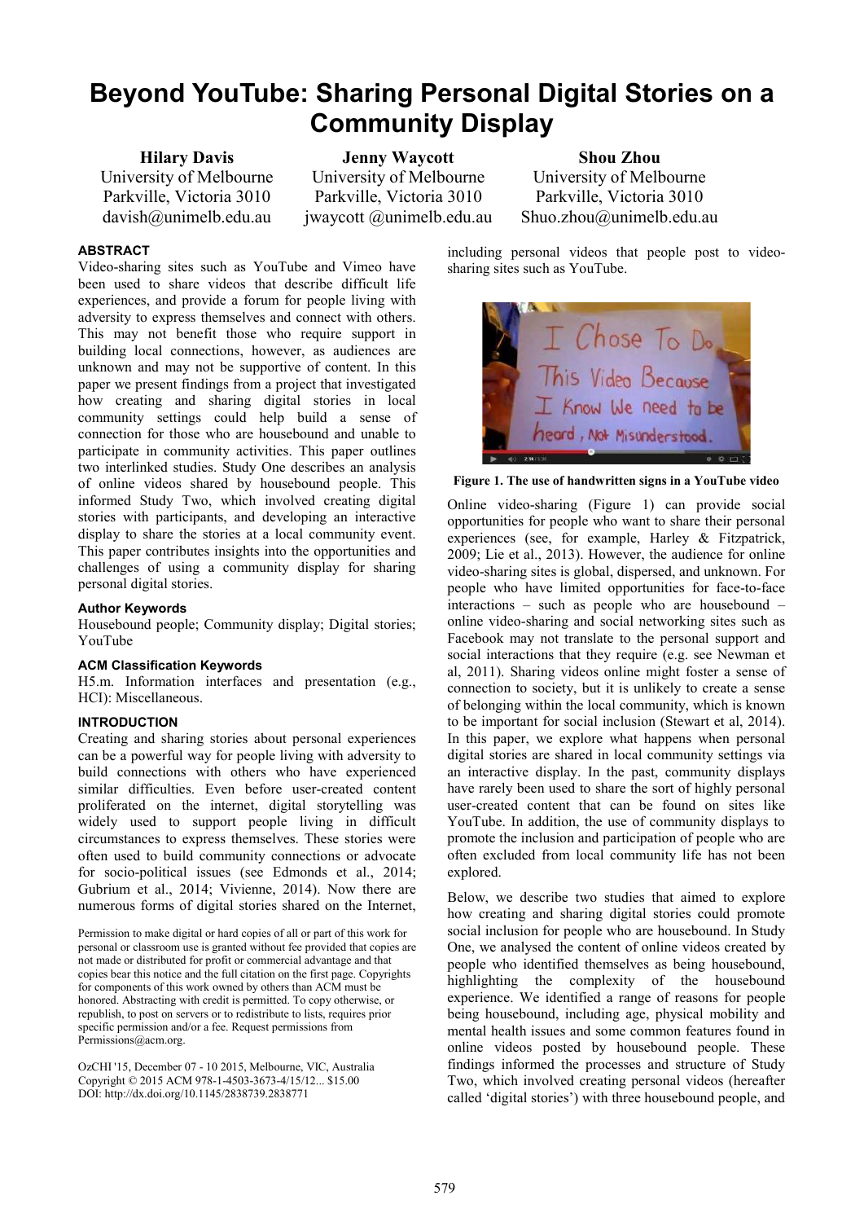# Beyond YouTube: Sharing Personal Digital Stories on a Community Display

**Hilary Davis**
University of Melbourne
Parkville, Victoria 3010
davish@unimelb.edu.au

**Jenny Waycott**
University of Melbourne
Parkville, Victoria 3010
jwaycott @unimelb.edu.au

**Shou Zhou**
University of Melbourne
Parkville, Victoria 3010
Shuo.zhou@unimelb.edu.au

### ABSTRACT

Video-sharing sites such as YouTube and Vimeo have been used to share videos that describe difficult life experiences, and provide a forum for people living with adversity to express themselves and connect with others. This may not benefit those who require support in building local connections, however, as audiences are unknown and may not be supportive of content. In this paper we present findings from a project that investigated how creating and sharing digital stories in local community settings could help build a sense of connection for those who are housebound and unable to participate in community activities. This paper outlines two interlinked studies. Study One describes an analysis of online videos shared by housebound people. This informed Study Two, which involved creating digital stories with participants, and developing an interactive display to share the stories at a local community event. This paper contributes insights into the opportunities and challenges of using a community display for sharing personal digital stories.

### Author Keywords

Housebound people; Community display; Digital stories; YouTube

### ACM Classification Keywords

H5.m. Information interfaces and presentation (e.g., HCI): Miscellaneous.

### INTRODUCTION

Creating and sharing stories about personal experiences can be a powerful way for people living with adversity to build connections with others who have experienced similar difficulties. Even before user-created content proliferated on the internet, digital storytelling was widely used to support people living in difficult circumstances to express themselves. These stories were often used to build community connections or advocate for socio-political issues (see Edmonds et al., 2014; Gubrium et al., 2014; Vivienne, 2014). Now there are numerous forms of digital stories shared on the Internet, including personal videos that people post to video-sharing sites such as YouTube.

Permission to make digital or hard copies of all or part of this work for personal or classroom use is granted without fee provided that copies are not made or distributed for profit or commercial advantage and that copies bear this notice and the full citation on the first page. Copyrights for components of this work owned by others than ACM must be honored. Abstracting with credit is permitted. To copy otherwise, or republish, to post on servers or to redistribute to lists, requires prior specific permission and/or a fee. Request permissions from Permissions@acm.org.

OzCHI '15, December 07 - 10 2015, Melbourne, VIC, Australia
Copyright © 2015 ACM 978-1-4503-3673-4/15/12... $15.00
DOI: http://dx.doi.org/10.1145/2838739.2838771

**Figure 1. The use of handwritten signs in a YouTube video**

Online video-sharing (Figure 1) can provide social opportunities for people who want to share their personal experiences (see, for example, Harley & Fitzpatrick, 2009; Lie et al., 2013). However, the audience for online video-sharing sites is global, dispersed, and unknown. For people who have limited opportunities for face-to-face interactions – such as people who are housebound – online video-sharing and social networking sites such as Facebook may not translate to the personal support and social interactions that they require (e.g. see Newman et al, 2011). Sharing videos online might foster a sense of connection to society, but it is unlikely to create a sense of belonging within the local community, which is known to be important for social inclusion (Stewart et al, 2014). In this paper, we explore what happens when personal digital stories are shared in local community settings via an interactive display. In the past, community displays have rarely been used to share the sort of highly personal user-created content that can be found on sites like YouTube. In addition, the use of community displays to promote the inclusion and participation of people who are often excluded from local community life has not been explored.

Below, we describe two studies that aimed to explore how creating and sharing digital stories could promote social inclusion for people who are housebound. In Study One, we analysed the content of online videos created by people who identified themselves as being housebound, highlighting the complexity of the housebound experience. We identified a range of reasons for people being housebound, including age, physical mobility and mental health issues and some common features found in online videos posted by housebound people. These findings informed the processes and structure of Study Two, which involved creating personal videos (hereafter called 'digital stories') with three housebound people, and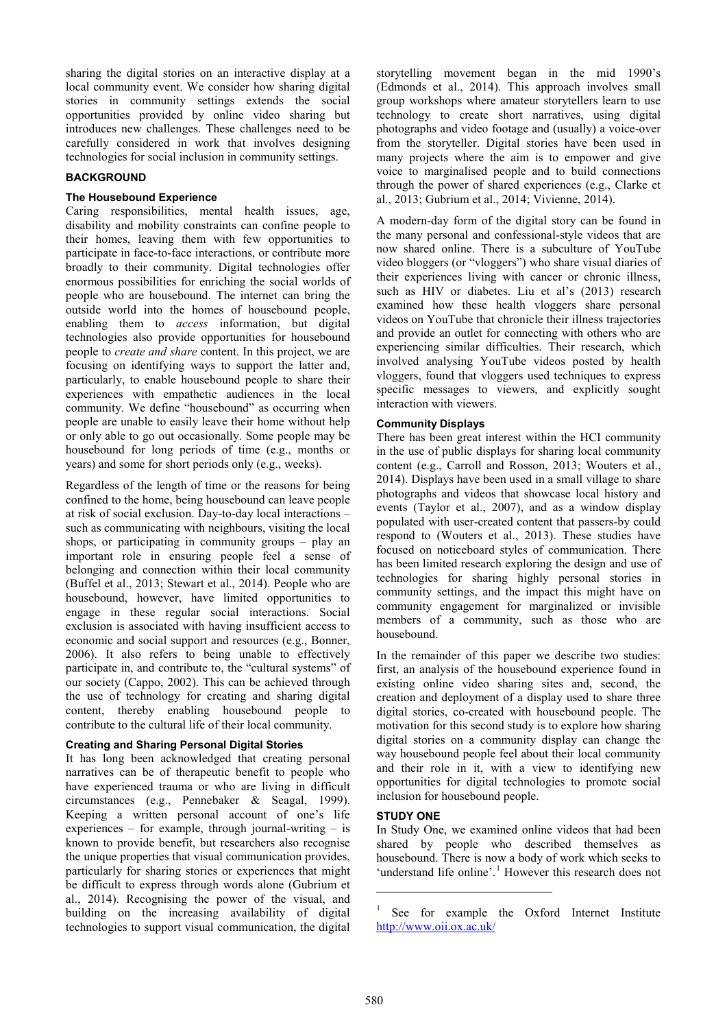sharing the digital stories on an interactive display at a local community event. We consider how sharing digital stories in community settings extends the social opportunities provided by online video sharing but introduces new challenges. These challenges need to be carefully considered in work that involves designing technologies for social inclusion in community settings.

## BACKGROUND

### The Housebound Experience

Caring responsibilities, mental health issues, age, disability and mobility constraints can confine people to their homes, leaving them with few opportunities to participate in face-to-face interactions, or contribute more broadly to their community. Digital technologies offer enormous possibilities for enriching the social worlds of people who are housebound. The internet can bring the outside world into the homes of housebound people, enabling them to *access* information, but digital technologies also provide opportunities for housebound people to *create and share* content. In this project, we are focusing on identifying ways to support the latter and, particularly, to enable housebound people to share their experiences with empathetic audiences in the local community. We define "housebound" as occurring when people are unable to easily leave their home without help or only able to go out occasionally. Some people may be housebound for long periods of time (e.g., months or years) and some for short periods only (e.g., weeks).

Regardless of the length of time or the reasons for being confined to the home, being housebound can leave people at risk of social exclusion. Day-to-day local interactions – such as communicating with neighbours, visiting the local shops, or participating in community groups – play an important role in ensuring people feel a sense of belonging and connection within their local community (Buffel et al., 2013; Stewart et al., 2014). People who are housebound, however, have limited opportunities to engage in these regular social interactions. Social exclusion is associated with having insufficient access to economic and social support and resources (e.g., Bonner, 2006). It also refers to being unable to effectively participate in, and contribute to, the "cultural systems" of our society (Cappo, 2002). This can be achieved through the use of technology for creating and sharing digital content, thereby enabling housebound people to contribute to the cultural life of their local community.

### Creating and Sharing Personal Digital Stories

It has long been acknowledged that creating personal narratives can be of therapeutic benefit to people who have experienced trauma or who are living in difficult circumstances (e.g., Pennebaker & Seagal, 1999). Keeping a written personal account of one's life experiences – for example, through journal-writing – is known to provide benefit, but researchers also recognise the unique properties that visual communication provides, particularly for sharing stories or experiences that might be difficult to express through words alone (Gubrium et al., 2014). Recognising the power of the visual, and building on the increasing availability of digital technologies to support visual communication, the digital storytelling movement began in the mid 1990's (Edmonds et al., 2014). This approach involves small group workshops where amateur storytellers learn to use technology to create short narratives, using digital photographs and video footage and (usually) a voice-over from the storyteller. Digital stories have been used in many projects where the aim is to empower and give voice to marginalised people and to build connections through the power of shared experiences (e.g., Clarke et al., 2013; Gubrium et al., 2014; Vivienne, 2014).

A modern-day form of the digital story can be found in the many personal and confessional-style videos that are now shared online. There is a subculture of YouTube video bloggers (or "vloggers") who share visual diaries of their experiences living with cancer or chronic illness, such as HIV or diabetes. Liu et al's (2013) research examined how these health vloggers share personal videos on YouTube that chronicle their illness trajectories and provide an outlet for connecting with others who are experiencing similar difficulties. Their research, which involved analysing YouTube videos posted by health vloggers, found that vloggers used techniques to express specific messages to viewers, and explicitly sought interaction with viewers.

### Community Displays

There has been great interest within the HCI community in the use of public displays for sharing local community content (e.g., Carroll and Rosson, 2013; Wouters et al., 2014). Displays have been used in a small village to share photographs and videos that showcase local history and events (Taylor et al., 2007), and as a window display populated with user-created content that passers-by could respond to (Wouters et al., 2013). These studies have focused on noticeboard styles of communication. There has been limited research exploring the design and use of technologies for sharing highly personal stories in community settings, and the impact this might have on community engagement for marginalized or invisible members of a community, such as those who are housebound.

In the remainder of this paper we describe two studies: first, an analysis of the housebound experience found in existing online video sharing sites and, second, the creation and deployment of a display used to share three digital stories, co-created with housebound people. The motivation for this second study is to explore how sharing digital stories on a community display can change the way housebound people feel about their local community and their role in it, with a view to identifying new opportunities for digital technologies to promote social inclusion for housebound people.

## STUDY ONE

In Study One, we examined online videos that had been shared by people who described themselves as housebound. There is now a body of work which seeks to 'understand life online'.[1] However this research does not

[1] See for example the Oxford Internet Institute http://www.oii.ox.ac.uk/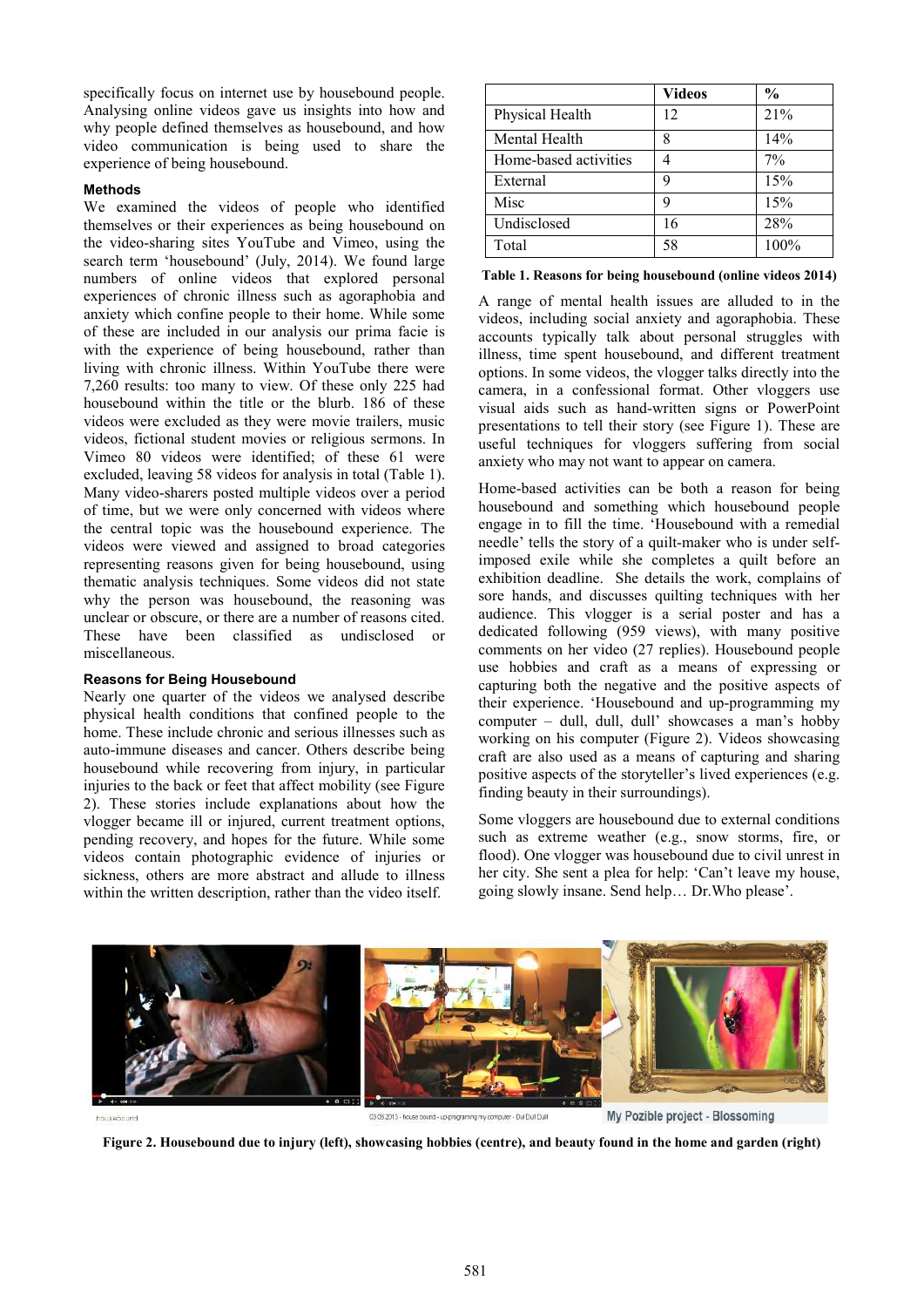specifically focus on internet use by housebound people. Analysing online videos gave us insights into how and why people defined themselves as housebound, and how video communication is being used to share the experience of being housebound.

### Methods

We examined the videos of people who identified themselves or their experiences as being housebound on the video-sharing sites YouTube and Vimeo, using the search term 'housebound' (July, 2014). We found large numbers of online videos that explored personal experiences of chronic illness such as agoraphobia and anxiety which confine people to their home. While some of these are included in our analysis our prima facie is with the experience of being housebound, rather than living with chronic illness. Within YouTube there were 7,260 results: too many to view. Of these only 225 had housebound within the title or the blurb. 186 of these videos were excluded as they were movie trailers, music videos, fictional student movies or religious sermons. In Vimeo 80 videos were identified; of these 61 were excluded, leaving 58 videos for analysis in total (Table 1). Many video-sharers posted multiple videos over a period of time, but we were only concerned with videos where the central topic was the housebound experience. The videos were viewed and assigned to broad categories representing reasons given for being housebound, using thematic analysis techniques. Some videos did not state why the person was housebound, the reasoning was unclear or obscure, or there are a number of reasons cited. These have been classified as undisclosed or miscellaneous.

### Reasons for Being Housebound

Nearly one quarter of the videos we analysed describe physical health conditions that confined people to the home. These include chronic and serious illnesses such as auto-immune diseases and cancer. Others describe being housebound while recovering from injury, in particular injuries to the back or feet that affect mobility (see Figure 2). These stories include explanations about how the vlogger became ill or injured, current treatment options, pending recovery, and hopes for the future. While some videos contain photographic evidence of injuries or sickness, others are more abstract and allude to illness within the written description, rather than the video itself.

| | Videos | % |
|---|---|---|
| Physical Health | 12 | 21% |
| Mental Health | 8 | 14% |
| Home-based activities | 4 | 7% |
| External | 9 | 15% |
| Misc | 9 | 15% |
| Undisclosed | 16 | 28% |
| Total | 58 | 100% |

**Table 1. Reasons for being housebound (online videos 2014)**

A range of mental health issues are alluded to in the videos, including social anxiety and agoraphobia. These accounts typically talk about personal struggles with illness, time spent housebound, and different treatment options. In some videos, the vlogger talks directly into the camera, in a confessional format. Other vloggers use visual aids such as hand-written signs or PowerPoint presentations to tell their story (see Figure 1). These are useful techniques for vloggers suffering from social anxiety who may not want to appear on camera.

Home-based activities can be both a reason for being housebound and something which housebound people engage in to fill the time. 'Housebound with a remedial needle' tells the story of a quilt-maker who is under self-imposed exile while she completes a quilt before an exhibition deadline. She details the work, complains of sore hands, and discusses quilting techniques with her audience. This vlogger is a serial poster and has a dedicated following (959 views), with many positive comments on her video (27 replies). Housebound people use hobbies and craft as a means of expressing or capturing both the negative and the positive aspects of their experience. 'Housebound and up-programming my computer – dull, dull, dull' showcases a man's hobby working on his computer (Figure 2). Videos showcasing craft are also used as a means of capturing and sharing positive aspects of the storyteller's lived experiences (e.g. finding beauty in their surroundings).

Some vloggers are housebound due to external conditions such as extreme weather (e.g., snow storms, fire, or flood). One vlogger was housebound due to civil unrest in her city. She sent a plea for help: 'Can't leave my house, going slowly insane. Send help… Dr.Who please'.

**Figure 2. Housebound due to injury (left), showcasing hobbies (centre), and beauty found in the home and garden (right)**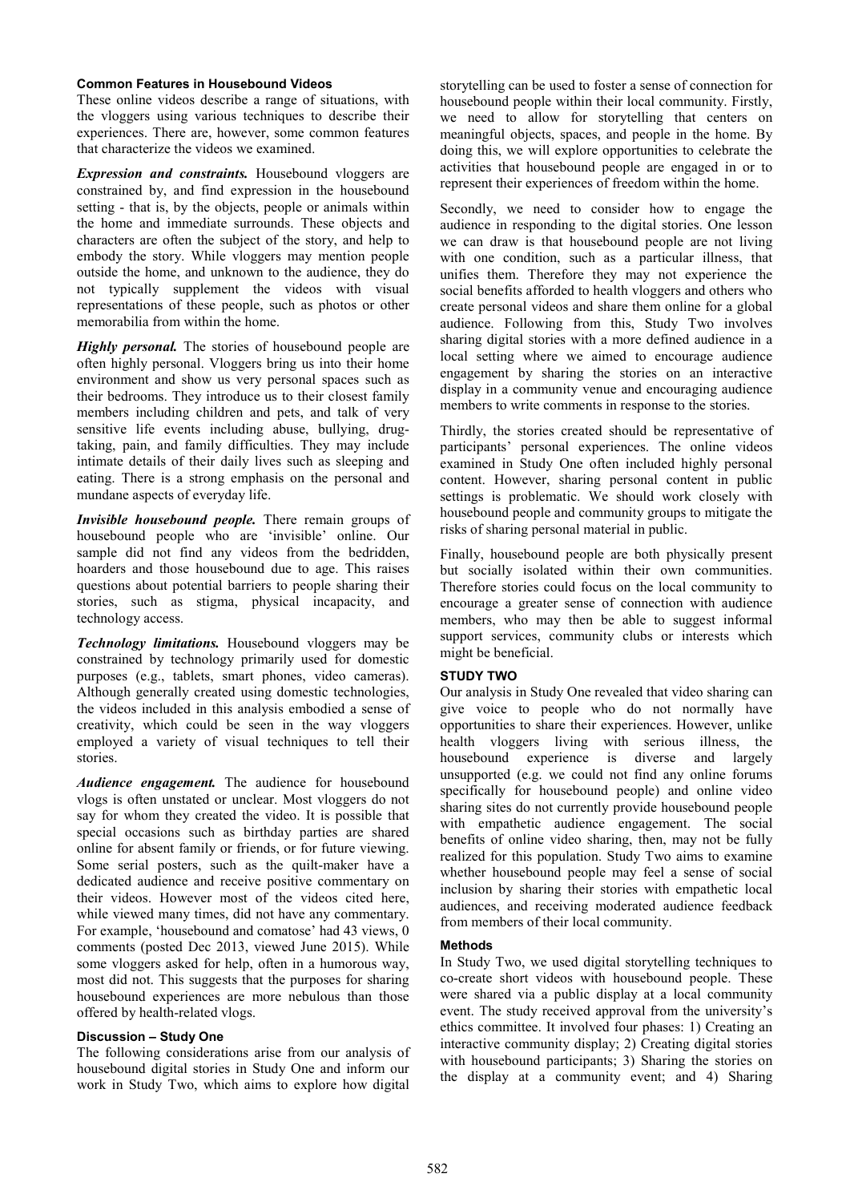### Common Features in Housebound Videos

These online videos describe a range of situations, with the vloggers using various techniques to describe their experiences. There are, however, some common features that characterize the videos we examined.

***Expression and constraints.*** Housebound vloggers are constrained by, and find expression in the housebound setting - that is, by the objects, people or animals within the home and immediate surrounds. These objects and characters are often the subject of the story, and help to embody the story. While vloggers may mention people outside the home, and unknown to the audience, they do not typically supplement the videos with visual representations of these people, such as photos or other memorabilia from within the home.

***Highly personal.*** The stories of housebound people are often highly personal. Vloggers bring us into their home environment and show us very personal spaces such as their bedrooms. They introduce us to their closest family members including children and pets, and talk of very sensitive life events including abuse, bullying, drug-taking, pain, and family difficulties. They may include intimate details of their daily lives such as sleeping and eating. There is a strong emphasis on the personal and mundane aspects of everyday life.

***Invisible housebound people.*** There remain groups of housebound people who are 'invisible' online. Our sample did not find any videos from the bedridden, hoarders and those housebound due to age. This raises questions about potential barriers to people sharing their stories, such as stigma, physical incapacity, and technology access.

***Technology limitations.*** Housebound vloggers may be constrained by technology primarily used for domestic purposes (e.g., tablets, smart phones, video cameras). Although generally created using domestic technologies, the videos included in this analysis embodied a sense of creativity, which could be seen in the way vloggers employed a variety of visual techniques to tell their stories.

***Audience engagement.*** The audience for housebound vlogs is often unstated or unclear. Most vloggers do not say for whom they created the video. It is possible that special occasions such as birthday parties are shared online for absent family or friends, or for future viewing. Some serial posters, such as the quilt-maker have a dedicated audience and receive positive commentary on their videos. However most of the videos cited here, while viewed many times, did not have any commentary. For example, 'housebound and comatose' had 43 views, 0 comments (posted Dec 2013, viewed June 2015). While some vloggers asked for help, often in a humorous way, most did not. This suggests that the purposes for sharing housebound experiences are more nebulous than those offered by health-related vlogs.

### Discussion – Study One

The following considerations arise from our analysis of housebound digital stories in Study One and inform our work in Study Two, which aims to explore how digital storytelling can be used to foster a sense of connection for housebound people within their local community. Firstly, we need to allow for storytelling that centers on meaningful objects, spaces, and people in the home. By doing this, we will explore opportunities to celebrate the activities that housebound people are engaged in or to represent their experiences of freedom within the home.

Secondly, we need to consider how to engage the audience in responding to the digital stories. One lesson we can draw is that housebound people are not living with one condition, such as a particular illness, that unifies them. Therefore they may not experience the social benefits afforded to health vloggers and others who create personal videos and share them online for a global audience. Following from this, Study Two involves sharing digital stories with a more defined audience in a local setting where we aimed to encourage audience engagement by sharing the stories on an interactive display in a community venue and encouraging audience members to write comments in response to the stories.

Thirdly, the stories created should be representative of participants' personal experiences. The online videos examined in Study One often included highly personal content. However, sharing personal content in public settings is problematic. We should work closely with housebound people and community groups to mitigate the risks of sharing personal material in public.

Finally, housebound people are both physically present but socially isolated within their own communities. Therefore stories could focus on the local community to encourage a greater sense of connection with audience members, who may then be able to suggest informal support services, community clubs or interests which might be beneficial.

## STUDY TWO

Our analysis in Study One revealed that video sharing can give voice to people who do not normally have opportunities to share their experiences. However, unlike health vloggers living with serious illness, the housebound experience is diverse and largely unsupported (e.g. we could not find any online forums specifically for housebound people) and online video sharing sites do not currently provide housebound people with empathetic audience engagement. The social benefits of online video sharing, then, may not be fully realized for this population. Study Two aims to examine whether housebound people may feel a sense of social inclusion by sharing their stories with empathetic local audiences, and receiving moderated audience feedback from members of their local community.

### Methods

In Study Two, we used digital storytelling techniques to co-create short videos with housebound people. These were shared via a public display at a local community event. The study received approval from the university's ethics committee. It involved four phases: 1) Creating an interactive community display; 2) Creating digital stories with housebound participants; 3) Sharing the stories on the display at a community event; and 4) Sharing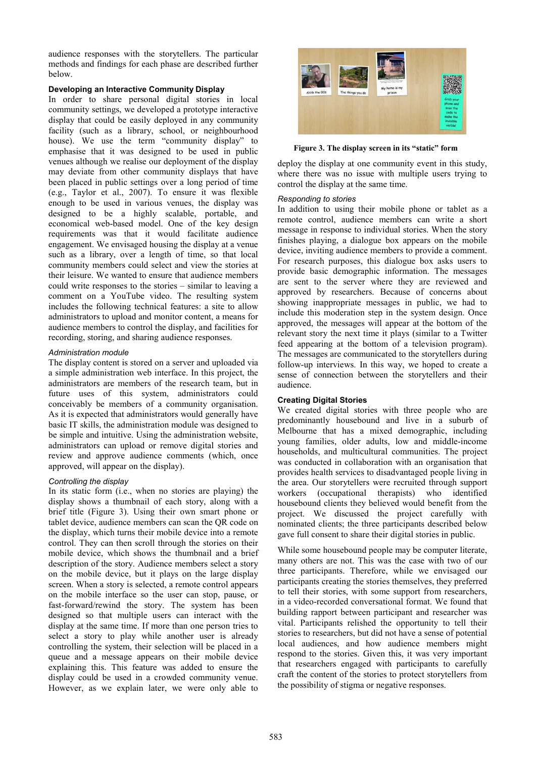audience responses with the storytellers. The particular methods and findings for each phase are described further below.

### Developing an Interactive Community Display

In order to share personal digital stories in local community settings, we developed a prototype interactive display that could be easily deployed in any community facility (such as a library, school, or neighbourhood house). We use the term "community display" to emphasise that it was designed to be used in public venues although we realise our deployment of the display may deviate from other community displays that have been placed in public settings over a long period of time (e.g., Taylor et al., 2007). To ensure it was flexible enough to be used in various venues, the display was designed to be a highly scalable, portable, and economical web-based model. One of the key design requirements was that it would facilitate audience engagement. We envisaged housing the display at a venue such as a library, over a length of time, so that local community members could select and view the stories at their leisure. We wanted to ensure that audience members could write responses to the stories – similar to leaving a comment on a YouTube video. The resulting system includes the following technical features: a site to allow administrators to upload and monitor content, a means for audience members to control the display, and facilities for recording, storing, and sharing audience responses.

#### *Administration module*

The display content is stored on a server and uploaded via a simple administration web interface. In this project, the administrators are members of the research team, but in future uses of this system, administrators could conceivably be members of a community organisation. As it is expected that administrators would generally have basic IT skills, the administration module was designed to be simple and intuitive. Using the administration website, administrators can upload or remove digital stories and review and approve audience comments (which, once approved, will appear on the display).

#### *Controlling the display*

In its static form (i.e., when no stories are playing) the display shows a thumbnail of each story, along with a brief title (Figure 3). Using their own smart phone or tablet device, audience members can scan the QR code on the display, which turns their mobile device into a remote control. They can then scroll through the stories on their mobile device, which shows the thumbnail and a brief description of the story. Audience members select a story on the mobile device, but it plays on the large display screen. When a story is selected, a remote control appears on the mobile interface so the user can stop, pause, or fast-forward/rewind the story. The system has been designed so that multiple users can interact with the display at the same time. If more than one person tries to select a story to play while another user is already controlling the system, their selection will be placed in a queue and a message appears on their mobile device explaining this. This feature was added to ensure the display could be used in a crowded community venue. However, as we explain later, we were only able to

Ahhh the 80s
The things you do
My home is my prison
Grab your phone and scan the code to make the invisible visible!

**Figure 3. The display screen in its "static" form**

deploy the display at one community event in this study, where there was no issue with multiple users trying to control the display at the same time.

#### *Responding to stories*

In addition to using their mobile phone or tablet as a remote control, audience members can write a short message in response to individual stories. When the story finishes playing, a dialogue box appears on the mobile device, inviting audience members to provide a comment. For research purposes, this dialogue box asks users to provide basic demographic information. The messages are sent to the server where they are reviewed and approved by researchers. Because of concerns about showing inappropriate messages in public, we had to include this moderation step in the system design. Once approved, the messages will appear at the bottom of the relevant story the next time it plays (similar to a Twitter feed appearing at the bottom of a television program). The messages are communicated to the storytellers during follow-up interviews. In this way, we hoped to create a sense of connection between the storytellers and their audience.

### Creating Digital Stories

We created digital stories with three people who are predominantly housebound and live in a suburb of Melbourne that has a mixed demographic, including young families, older adults, low and middle-income households, and multicultural communities. The project was conducted in collaboration with an organisation that provides health services to disadvantaged people living in the area. Our storytellers were recruited through support workers (occupational therapists) who identified housebound clients they believed would benefit from the project. We discussed the project carefully with nominated clients; the three participants described below gave full consent to share their digital stories in public.

While some housebound people may be computer literate, many others are not. This was the case with two of our three participants. Therefore, while we envisaged our participants creating the stories themselves, they preferred to tell their stories, with some support from researchers, in a video-recorded conversational format. We found that building rapport between participant and researcher was vital. Participants relished the opportunity to tell their stories to researchers, but did not have a sense of potential local audiences, and how audience members might respond to the stories. Given this, it was very important that researchers engaged with participants to carefully craft the content of the stories to protect storytellers from the possibility of stigma or negative responses.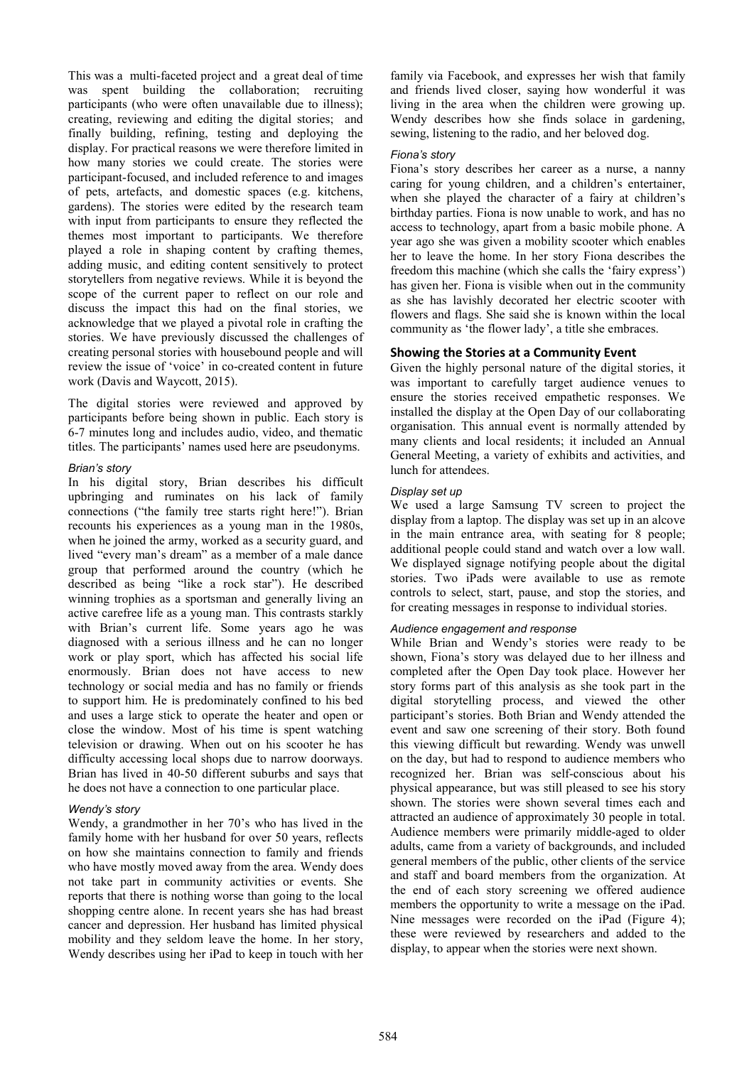This was a multi-faceted project and a great deal of time was spent building the collaboration; recruiting participants (who were often unavailable due to illness); creating, reviewing and editing the digital stories; and finally building, refining, testing and deploying the display. For practical reasons we were therefore limited in how many stories we could create. The stories were participant-focused, and included reference to and images of pets, artefacts, and domestic spaces (e.g. kitchens, gardens). The stories were edited by the research team with input from participants to ensure they reflected the themes most important to participants. We therefore played a role in shaping content by crafting themes, adding music, and editing content sensitively to protect storytellers from negative reviews. While it is beyond the scope of the current paper to reflect on our role and discuss the impact this had on the final stories, we acknowledge that we played a pivotal role in crafting the stories. We have previously discussed the challenges of creating personal stories with housebound people and will review the issue of 'voice' in co-created content in future work (Davis and Waycott, 2015).

The digital stories were reviewed and approved by participants before being shown in public. Each story is 6-7 minutes long and includes audio, video, and thematic titles. The participants' names used here are pseudonyms.

#### *Brian's story*

In his digital story, Brian describes his difficult upbringing and ruminates on his lack of family connections ("the family tree starts right here!"). Brian recounts his experiences as a young man in the 1980s, when he joined the army, worked as a security guard, and lived "every man's dream" as a member of a male dance group that performed around the country (which he described as being "like a rock star"). He described winning trophies as a sportsman and generally living an active carefree life as a young man. This contrasts starkly with Brian's current life. Some years ago he was diagnosed with a serious illness and he can no longer work or play sport, which has affected his social life enormously. Brian does not have access to new technology or social media and has no family or friends to support him. He is predominately confined to his bed and uses a large stick to operate the heater and open or close the window. Most of his time is spent watching television or drawing. When out on his scooter he has difficulty accessing local shops due to narrow doorways. Brian has lived in 40-50 different suburbs and says that he does not have a connection to one particular place.

#### *Wendy's story*

Wendy, a grandmother in her 70's who has lived in the family home with her husband for over 50 years, reflects on how she maintains connection to family and friends who have mostly moved away from the area. Wendy does not take part in community activities or events. She reports that there is nothing worse than going to the local shopping centre alone. In recent years she has had breast cancer and depression. Her husband has limited physical mobility and they seldom leave the home. In her story, Wendy describes using her iPad to keep in touch with her family via Facebook, and expresses her wish that family and friends lived closer, saying how wonderful it was living in the area when the children were growing up. Wendy describes how she finds solace in gardening, sewing, listening to the radio, and her beloved dog.

#### *Fiona's story*

Fiona's story describes her career as a nurse, a nanny caring for young children, and a children's entertainer, when she played the character of a fairy at children's birthday parties. Fiona is now unable to work, and has no access to technology, apart from a basic mobile phone. A year ago she was given a mobility scooter which enables her to leave the home. In her story Fiona describes the freedom this machine (which she calls the 'fairy express') has given her. Fiona is visible when out in the community as she has lavishly decorated her electric scooter with flowers and flags. She said she is known within the local community as 'the flower lady', a title she embraces.

## Showing the Stories at a Community Event

Given the highly personal nature of the digital stories, it was important to carefully target audience venues to ensure the stories received empathetic responses. We installed the display at the Open Day of our collaborating organisation. This annual event is normally attended by many clients and local residents; it included an Annual General Meeting, a variety of exhibits and activities, and lunch for attendees.

#### *Display set up*

We used a large Samsung TV screen to project the display from a laptop. The display was set up in an alcove in the main entrance area, with seating for 8 people; additional people could stand and watch over a low wall. We displayed signage notifying people about the digital stories. Two iPads were available to use as remote controls to select, start, pause, and stop the stories, and for creating messages in response to individual stories.

#### *Audience engagement and response*

While Brian and Wendy's stories were ready to be shown, Fiona's story was delayed due to her illness and completed after the Open Day took place. However her story forms part of this analysis as she took part in the digital storytelling process, and viewed the other participant's stories. Both Brian and Wendy attended the event and saw one screening of their story. Both found this viewing difficult but rewarding. Wendy was unwell on the day, but had to respond to audience members who recognized her. Brian was self-conscious about his physical appearance, but was still pleased to see his story shown. The stories were shown several times each and attracted an audience of approximately 30 people in total. Audience members were primarily middle-aged to older adults, came from a variety of backgrounds, and included general members of the public, other clients of the service and staff and board members from the organization. At the end of each story screening we offered audience members the opportunity to write a message on the iPad. Nine messages were recorded on the iPad (Figure 4); these were reviewed by researchers and added to the display, to appear when the stories were next shown.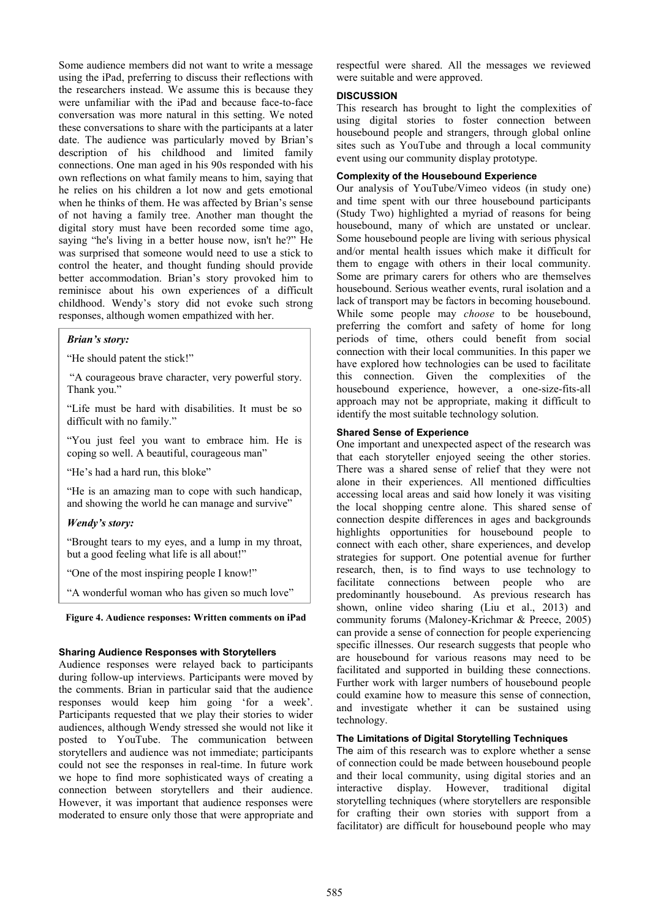Some audience members did not want to write a message using the iPad, preferring to discuss their reflections with the researchers instead. We assume this is because they were unfamiliar with the iPad and because face-to-face conversation was more natural in this setting. We noted these conversations to share with the participants at a later date. The audience was particularly moved by Brian's description of his childhood and limited family connections. One man aged in his 90s responded with his own reflections on what family means to him, saying that he relies on his children a lot now and gets emotional when he thinks of them. He was affected by Brian's sense of not having a family tree. Another man thought the digital story must have been recorded some time ago, saying "he's living in a better house now, isn't he?" He was surprised that someone would need to use a stick to control the heater, and thought funding should provide better accommodation. Brian's story provoked him to reminisce about his own experiences of a difficult childhood. Wendy's story did not evoke such strong responses, although women empathized with her.

***Brian's story:***

"He should patent the stick!"

"A courageous brave character, very powerful story. Thank you."

"Life must be hard with disabilities. It must be so difficult with no family."

"You just feel you want to embrace him. He is coping so well. A beautiful, courageous man"

"He's had a hard run, this bloke"

"He is an amazing man to cope with such handicap, and showing the world he can manage and survive"

***Wendy's story:***

"Brought tears to my eyes, and a lump in my throat, but a good feeling what life is all about!"

"One of the most inspiring people I know!"

"A wonderful woman who has given so much love"

**Figure 4. Audience responses: Written comments on iPad**

#### Sharing Audience Responses with Storytellers

Audience responses were relayed back to participants during follow-up interviews. Participants were moved by the comments. Brian in particular said that the audience responses would keep him going 'for a week'. Participants requested that we play their stories to wider audiences, although Wendy stressed she would not like it posted to YouTube. The communication between storytellers and audience was not immediate; participants could not see the responses in real-time. In future work we hope to find more sophisticated ways of creating a connection between storytellers and their audience. However, it was important that audience responses were moderated to ensure only those that were appropriate and respectful were shared. All the messages we reviewed were suitable and were approved.

## DISCUSSION

This research has brought to light the complexities of using digital stories to foster connection between housebound people and strangers, through global online sites such as YouTube and through a local community event using our community display prototype.

#### Complexity of the Housebound Experience

Our analysis of YouTube/Vimeo videos (in study one) and time spent with our three housebound participants (Study Two) highlighted a myriad of reasons for being housebound, many of which are unstated or unclear. Some housebound people are living with serious physical and/or mental health issues which make it difficult for them to engage with others in their local community. Some are primary carers for others who are themselves housebound. Serious weather events, rural isolation and a lack of transport may be factors in becoming housebound. While some people may *choose* to be housebound, preferring the comfort and safety of home for long periods of time, others could benefit from social connection with their local communities. In this paper we have explored how technologies can be used to facilitate this connection. Given the complexities of the housebound experience, however, a one-size-fits-all approach may not be appropriate, making it difficult to identify the most suitable technology solution.

#### Shared Sense of Experience

One important and unexpected aspect of the research was that each storyteller enjoyed seeing the other stories. There was a shared sense of relief that they were not alone in their experiences. All mentioned difficulties accessing local areas and said how lonely it was visiting the local shopping centre alone. This shared sense of connection despite differences in ages and backgrounds highlights opportunities for housebound people to connect with each other, share experiences, and develop strategies for support. One potential avenue for further research, then, is to find ways to use technology to facilitate connections between people who are predominantly housebound. As previous research has shown, online video sharing (Liu et al., 2013) and community forums (Maloney-Krichmar & Preece, 2005) can provide a sense of connection for people experiencing specific illnesses. Our research suggests that people who are housebound for various reasons may need to be facilitated and supported in building these connections. Further work with larger numbers of housebound people could examine how to measure this sense of connection, and investigate whether it can be sustained using technology.

#### The Limitations of Digital Storytelling Techniques

The aim of this research was to explore whether a sense of connection could be made between housebound people and their local community, using digital stories and an interactive display. However, traditional digital storytelling techniques (where storytellers are responsible for crafting their own stories with support from a facilitator) are difficult for housebound people who may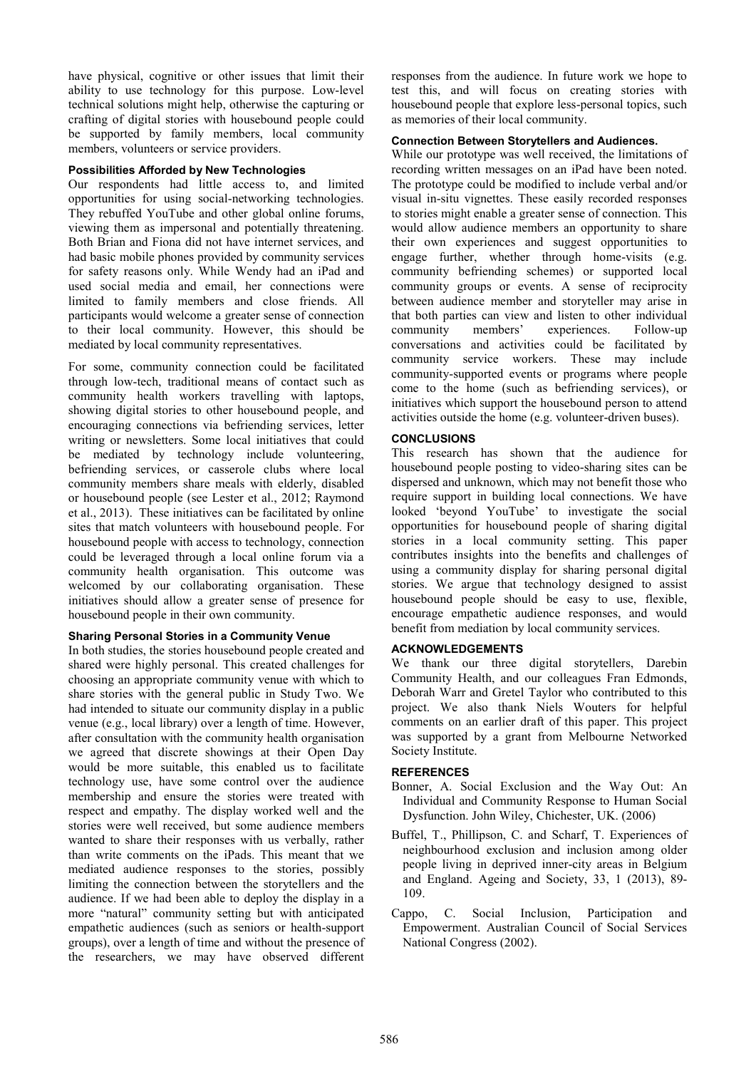have physical, cognitive or other issues that limit their ability to use technology for this purpose. Low-level technical solutions might help, otherwise the capturing or crafting of digital stories with housebound people could be supported by family members, local community members, volunteers or service providers.

### Possibilities Afforded by New Technologies

Our respondents had little access to, and limited opportunities for using social-networking technologies. They rebuffed YouTube and other global online forums, viewing them as impersonal and potentially threatening. Both Brian and Fiona did not have internet services, and had basic mobile phones provided by community services for safety reasons only. While Wendy had an iPad and used social media and email, her connections were limited to family members and close friends. All participants would welcome a greater sense of connection to their local community. However, this should be mediated by local community representatives.

For some, community connection could be facilitated through low-tech, traditional means of contact such as community health workers travelling with laptops, showing digital stories to other housebound people, and encouraging connections via befriending services, letter writing or newsletters. Some local initiatives that could be mediated by technology include volunteering, befriending services, or casserole clubs where local community members share meals with elderly, disabled or housebound people (see Lester et al., 2012; Raymond et al., 2013). These initiatives can be facilitated by online sites that match volunteers with housebound people. For housebound people with access to technology, connection could be leveraged through a local online forum via a community health organisation. This outcome was welcomed by our collaborating organisation. These initiatives should allow a greater sense of presence for housebound people in their own community.

### Sharing Personal Stories in a Community Venue

In both studies, the stories housebound people created and shared were highly personal. This created challenges for choosing an appropriate community venue with which to share stories with the general public in Study Two. We had intended to situate our community display in a public venue (e.g., local library) over a length of time. However, after consultation with the community health organisation we agreed that discrete showings at their Open Day would be more suitable, this enabled us to facilitate technology use, have some control over the audience membership and ensure the stories were treated with respect and empathy. The display worked well and the stories were well received, but some audience members wanted to share their responses with us verbally, rather than write comments on the iPads. This meant that we mediated audience responses to the stories, possibly limiting the connection between the storytellers and the audience. If we had been able to deploy the display in a more "natural" community setting but with anticipated empathetic audiences (such as seniors or health-support groups), over a length of time and without the presence of the researchers, we may have observed different responses from the audience. In future work we hope to test this, and will focus on creating stories with housebound people that explore less-personal topics, such as memories of their local community.

### Connection Between Storytellers and Audiences.

While our prototype was well received, the limitations of recording written messages on an iPad have been noted. The prototype could be modified to include verbal and/or visual in-situ vignettes. These easily recorded responses to stories might enable a greater sense of connection. This would allow audience members an opportunity to share their own experiences and suggest opportunities to engage further, whether through home-visits (e.g. community befriending schemes) or supported local community groups or events. A sense of reciprocity between audience member and storyteller may arise in that both parties can view and listen to other individual community members' experiences. Follow-up conversations and activities could be facilitated by community service workers. These may include community-supported events or programs where people come to the home (such as befriending services), or initiatives which support the housebound person to attend activities outside the home (e.g. volunteer-driven buses).

## CONCLUSIONS

This research has shown that the audience for housebound people posting to video-sharing sites can be dispersed and unknown, which may not benefit those who require support in building local connections. We have looked 'beyond YouTube' to investigate the social opportunities for housebound people of sharing digital stories in a local community setting. This paper contributes insights into the benefits and challenges of using a community display for sharing personal digital stories. We argue that technology designed to assist housebound people should be easy to use, flexible, encourage empathetic audience responses, and would benefit from mediation by local community services.

## ACKNOWLEDGEMENTS

We thank our three digital storytellers, Darebin Community Health, and our colleagues Fran Edmonds, Deborah Warr and Gretel Taylor who contributed to this project. We also thank Niels Wouters for helpful comments on an earlier draft of this paper. This project was supported by a grant from Melbourne Networked Society Institute.

## REFERENCES

- Bonner, A. Social Exclusion and the Way Out: An Individual and Community Response to Human Social Dysfunction. John Wiley, Chichester, UK. (2006)
- Buffel, T., Phillipson, C. and Scharf, T. Experiences of neighbourhood exclusion and inclusion among older people living in deprived inner-city areas in Belgium and England. Ageing and Society, 33, 1 (2013), 89-109.
- Cappo, C. Social Inclusion, Participation and Empowerment. Australian Council of Social Services National Congress (2002).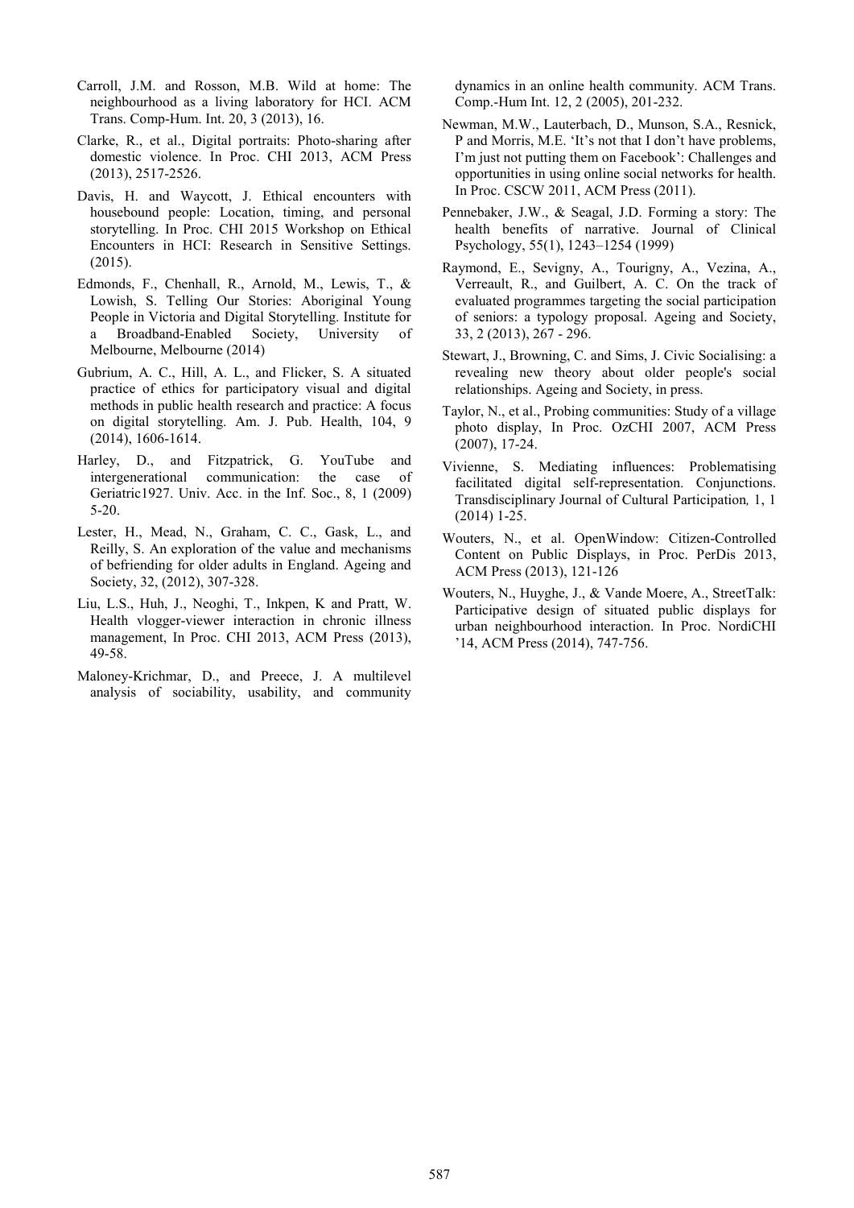Carroll, J.M. and Rosson, M.B. Wild at home: The neighbourhood as a living laboratory for HCI. ACM Trans. Comp-Hum. Int. 20, 3 (2013), 16.

Clarke, R., et al., Digital portraits: Photo-sharing after domestic violence. In Proc. CHI 2013, ACM Press (2013), 2517-2526.

Davis, H. and Waycott, J. Ethical encounters with housebound people: Location, timing, and personal storytelling. In Proc. CHI 2015 Workshop on Ethical Encounters in HCI: Research in Sensitive Settings. (2015).

Edmonds, F., Chenhall, R., Arnold, M., Lewis, T., & Lowish, S. Telling Our Stories: Aboriginal Young People in Victoria and Digital Storytelling. Institute for a Broadband-Enabled Society, University of Melbourne, Melbourne (2014)

Gubrium, A. C., Hill, A. L., and Flicker, S. A situated practice of ethics for participatory visual and digital methods in public health research and practice: A focus on digital storytelling. Am. J. Pub. Health, 104, 9 (2014), 1606-1614.

Harley, D., and Fitzpatrick, G. YouTube and intergenerational communication: the case of Geriatric1927. Univ. Acc. in the Inf. Soc., 8, 1 (2009) 5-20.

Lester, H., Mead, N., Graham, C. C., Gask, L., and Reilly, S. An exploration of the value and mechanisms of befriending for older adults in England. Ageing and Society, 32, (2012), 307-328.

Liu, L.S., Huh, J., Neoghi, T., Inkpen, K and Pratt, W. Health vlogger-viewer interaction in chronic illness management, In Proc. CHI 2013, ACM Press (2013), 49-58.

Maloney-Krichmar, D., and Preece, J. A multilevel analysis of sociability, usability, and community dynamics in an online health community. ACM Trans. Comp.-Hum Int. 12, 2 (2005), 201-232.

Newman, M.W., Lauterbach, D., Munson, S.A., Resnick, P and Morris, M.E. 'It's not that I don't have problems, I'm just not putting them on Facebook': Challenges and opportunities in using online social networks for health. In Proc. CSCW 2011, ACM Press (2011).

Pennebaker, J.W., & Seagal, J.D. Forming a story: The health benefits of narrative. Journal of Clinical Psychology, 55(1), 1243–1254 (1999)

Raymond, E., Sevigny, A., Tourigny, A., Vezina, A., Verreault, R., and Guilbert, A. C. On the track of evaluated programmes targeting the social participation of seniors: a typology proposal. Ageing and Society, 33, 2 (2013), 267 - 296.

Stewart, J., Browning, C. and Sims, J. Civic Socialising: a revealing new theory about older people's social relationships. Ageing and Society, in press.

Taylor, N., et al., Probing communities: Study of a village photo display, In Proc. OzCHI 2007, ACM Press (2007), 17-24.

Vivienne, S. Mediating influences: Problematising facilitated digital self-representation. Conjunctions. Transdisciplinary Journal of Cultural Participation*,* 1, 1 (2014) 1-25.

Wouters, N., et al. OpenWindow: Citizen-Controlled Content on Public Displays, in Proc. PerDis 2013, ACM Press (2013), 121-126

Wouters, N., Huyghe, J., & Vande Moere, A., StreetTalk: Participative design of situated public displays for urban neighbourhood interaction. In Proc. NordiCHI '14, ACM Press (2014), 747-756.